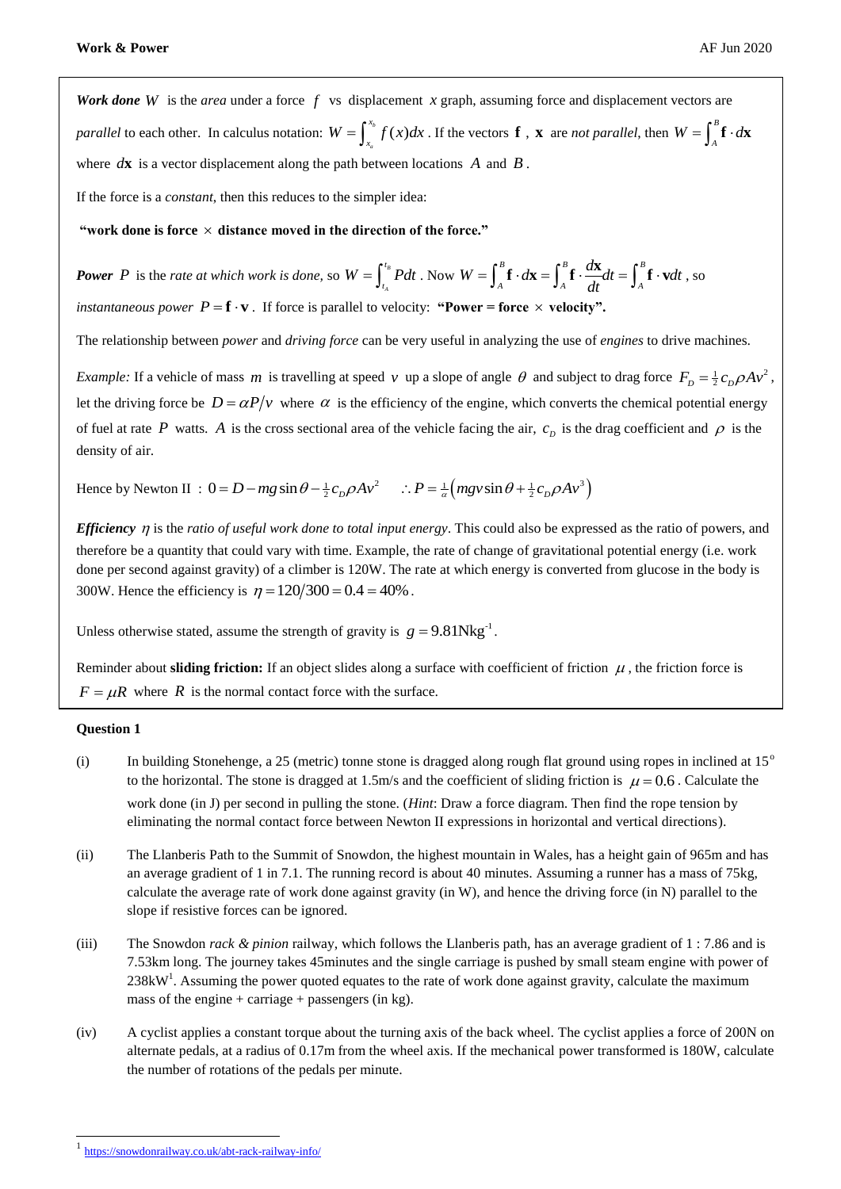***Work done*** $W$ is the *area* under a force $f$ vs displacement $x$ graph, assuming force and displacement vectors are *parallel* to each other. In calculus notation: $W = \int_{x_a}^{x_b} f(x)dx$. If the vectors $\mathbf{f}$, $\mathbf{x}$ are *not parallel*, then $W = \int_A^B \mathbf{f} \cdot d\mathbf{x}$ where $d\mathbf{x}$ is a vector displacement along the path between locations $A$ and $B$.

If the force is a *constant*, then this reduces to the simpler idea:

**"work done is force $\times$ distance moved in the direction of the force."**

***Power*** $P$ is the *rate at which work is done,* so $W = \int_{t_A}^{t_B} Pdt$. Now $W = \int_A^B \mathbf{f} \cdot d\mathbf{x} = \int_A^B \mathbf{f} \cdot \frac{d\mathbf{x}}{dt}dt = \int_A^B \mathbf{f} \cdot \mathbf{v}dt$, so *instantaneous power* $P = \mathbf{f} \cdot \mathbf{v}$. If force is parallel to velocity: **"Power = force $\times$ velocity".**

The relationship between *power* and *driving force* can be very useful in analyzing the use of *engines* to drive machines.

*Example:* If a vehicle of mass $m$ is travelling at speed $v$ up a slope of angle $\theta$ and subject to drag force $F_D = \frac{1}{2}c_D \rho A v^2$, let the driving force be $D = \alpha P/v$ where $\alpha$ is the efficiency of the engine, which converts the chemical potential energy of fuel at rate $P$ watts. $A$ is the cross sectional area of the vehicle facing the air, $c_D$ is the drag coefficient and $\rho$ is the density of air.

Hence by Newton II : $0 = D - mg\sin\theta - \frac{1}{2}c_D \rho A v^2 \quad \therefore P = \frac{1}{\alpha}\left(mgv\sin\theta + \frac{1}{2}c_D \rho A v^3\right)$

***Efficiency*** $\eta$ is the *ratio of useful work done to total input energy*. This could also be expressed as the ratio of powers, and therefore be a quantity that could vary with time. Example, the rate of change of gravitational potential energy (i.e. work done per second against gravity) of a climber is 120W. The rate at which energy is converted from glucose in the body is 300W. Hence the efficiency is $\eta = 120/300 = 0.4 = 40\%$.

Unless otherwise stated, assume the strength of gravity is $g = 9.81\text{Nkg}^{-1}$.

Reminder about **sliding friction:** If an object slides along a surface with coefficient of friction $\mu$, the friction force is $F = \mu R$ where $R$ is the normal contact force with the surface.

**Question 1**

(i) In building Stonehenge, a 25 (metric) tonne stone is dragged along rough flat ground using ropes in inclined at $15^{\circ}$ to the horizontal. The stone is dragged at 1.5m/s and the coefficient of sliding friction is $\mu = 0.6$. Calculate the work done (in J) per second in pulling the stone. (*Hint*: Draw a force diagram. Then find the rope tension by eliminating the normal contact force between Newton II expressions in horizontal and vertical directions).

(ii) The Llanberis Path to the Summit of Snowdon, the highest mountain in Wales, has a height gain of 965m and has an average gradient of 1 in 7.1. The running record is about 40 minutes. Assuming a runner has a mass of 75kg, calculate the average rate of work done against gravity (in W), and hence the driving force (in N) parallel to the slope if resistive forces can be ignored.

(iii) The Snowdon *rack & pinion* railway, which follows the Llanberis path, has an average gradient of 1 : 7.86 and is 7.53km long. The journey takes 45minutes and the single carriage is pushed by small steam engine with power of 238kW[1]. Assuming the power quoted equates to the rate of work done against gravity, calculate the maximum mass of the engine + carriage + passengers (in kg).

(iv) A cyclist applies a constant torque about the turning axis of the back wheel. The cyclist applies a force of 200N on alternate pedals, at a radius of 0.17m from the wheel axis. If the mechanical power transformed is 180W, calculate the number of rotations of the pedals per minute.

[1] https://snowdonrailway.co.uk/abt-rack-railway-info/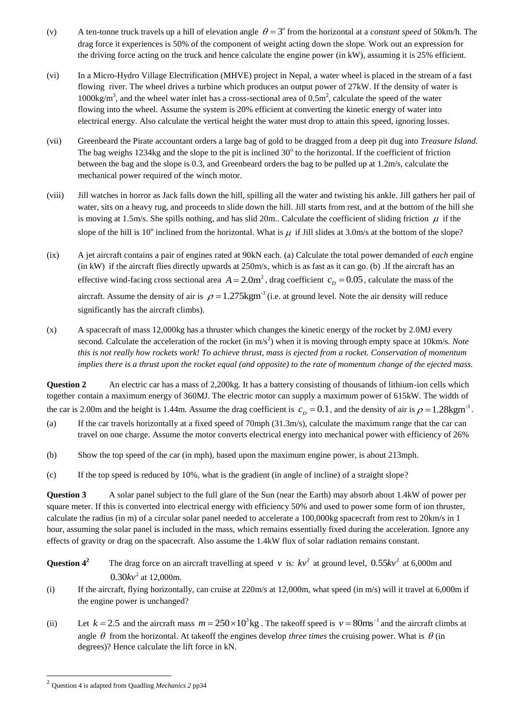(v) A ten-tonne truck travels up a hill of elevation angle $\theta = 3^{\circ}$ from the horizontal at a *constant speed* of 50km/h. The drag force it experiences is 50% of the component of weight acting down the slope. Work out an expression for the driving force acting on the truck and hence calculate the engine power (in kW), assuming it is 25% efficient.

(vi) In a Micro-Hydro Village Electrification (MHVE) project in Nepal, a water wheel is placed in the stream of a fast flowing river. The wheel drives a turbine which produces an output power of 27kW. If the density of water is $1000\text{kg/m}^3$, and the wheel water inlet has a cross-sectional area of $0.5\text{m}^2$, calculate the speed of the water flowing into the wheel. Assume the system is 20% efficient at converting the kinetic energy of water into electrical energy. Also calculate the vertical height the water must drop to attain this speed, ignoring losses.

(vii) Greenbeard the Pirate accountant orders a large bag of gold to be dragged from a deep pit dug into *Treasure Island*. The bag weighs 1234kg and the slope to the pit is inclined $30^{\circ}$ to the horizontal. If the coefficient of friction between the bag and the slope is 0.3, and Greenbeard orders the bag to be pulled up at 1.2m/s, calculate the mechanical power required of the winch motor.

(viii) Jill watches in horror as Jack falls down the hill, spilling all the water and twisting his ankle. Jill gathers her pail of water, sits on a heavy rug, and proceeds to slide down the hill. Jill starts from rest, and at the bottom of the hill she is moving at 1.5m/s. She spills nothing, and has slid 20m.. Calculate the coefficient of sliding friction $\mu$ if the slope of the hill is $10^{\circ}$ inclined from the horizontal. What is $\mu$ if Jill slides at 3.0m/s at the bottom of the slope?

(ix) A jet aircraft contains a pair of engines rated at 90kN each. (a) Calculate the total power demanded of *each* engine (in kW) if the aircraft flies directly upwards at 250m/s, which is as fast as it can go. (b) .If the aircraft has an effective wind-facing cross sectional area $A = 2.0\text{m}^2$, drag coefficient $c_D = 0.05$, calculate the mass of the aircraft. Assume the density of air is $\rho = 1.275\text{kgm}^{-3}$ (i.e. at ground level. Note the air density will reduce significantly has the aircraft climbs).

(x) A spacecraft of mass 12,000kg has a thruster which changes the kinetic energy of the rocket by 2.0MJ every second. Calculate the acceleration of the rocket (in $\text{m/s}^2$) when it is moving through empty space at 10km/s. *Note this is not really how rockets work! To achieve thrust, mass is ejected from a rocket. Conservation of momentum implies there is a thrust upon the rocket equal (and opposite) to the rate of momentum change of the ejected mass.*

**Question 2** An electric car has a mass of 2,200kg. It has a battery consisting of thousands of lithium-ion cells which together contain a maximum energy of 360MJ. The electric motor can supply a maximum power of 615kW. The width of the car is 2.00m and the height is 1.44m. Assume the drag coefficient is $c_D = 0.1$, and the density of air is $\rho = 1.28\text{kgm}^{-3}$.

(a) If the car travels horizontally at a fixed speed of 70mph (31.3m/s), calculate the maximum range that the car can travel on one charge. Assume the motor converts electrical energy into mechanical power with efficiency of 26%

(b) Show the top speed of the car (in mph), based upon the maximum engine power, is about 213mph.

(c) If the top speed is reduced by 10%, what is the gradient (in angle of incline) of a straight slope?

**Question 3** A solar panel subject to the full glare of the Sun (near the Earth) may absorb about 1.4kW of power per square meter. If this is converted into electrical energy with efficiency 50% and used to power some form of ion thruster, calculate the radius (in m) of a circular solar panel needed to accelerate a 100,000kg spacecraft from rest to 20km/s in 1 hour, assuming the solar panel is included in the mass, which remains essentially fixed during the acceleration. Ignore any effects of gravity or drag on the spacecraft. Also assume the 1.4kW flux of solar radiation remains constant.

**Question 4**[2] The drag force on an aircraft travelling at speed $v$ is: $kv^2$ at ground level, $0.55kv^2$ at 6,000m and $0.30kv^2$ at 12,000m.

(i) If the aircraft, flying horizontally, can cruise at 220m/s at 12,000m, what speed (in m/s) will it travel at 6,000m if the engine power is unchanged?

(ii) Let $k = 2.5$ and the aircraft mass $m = 250 \times 10^3\text{kg}$. The takeoff speed is $v = 80\text{ms}^{-1}$ and the aircraft climbs at angle $\theta$ from the horizontal. At takeoff the engines develop *three times* the cruising power. What is $\theta$ (in degrees)? Hence calculate the lift force in kN.

---

[2] Question 4 is adapted from Quadling *Mechanics 2* pp34